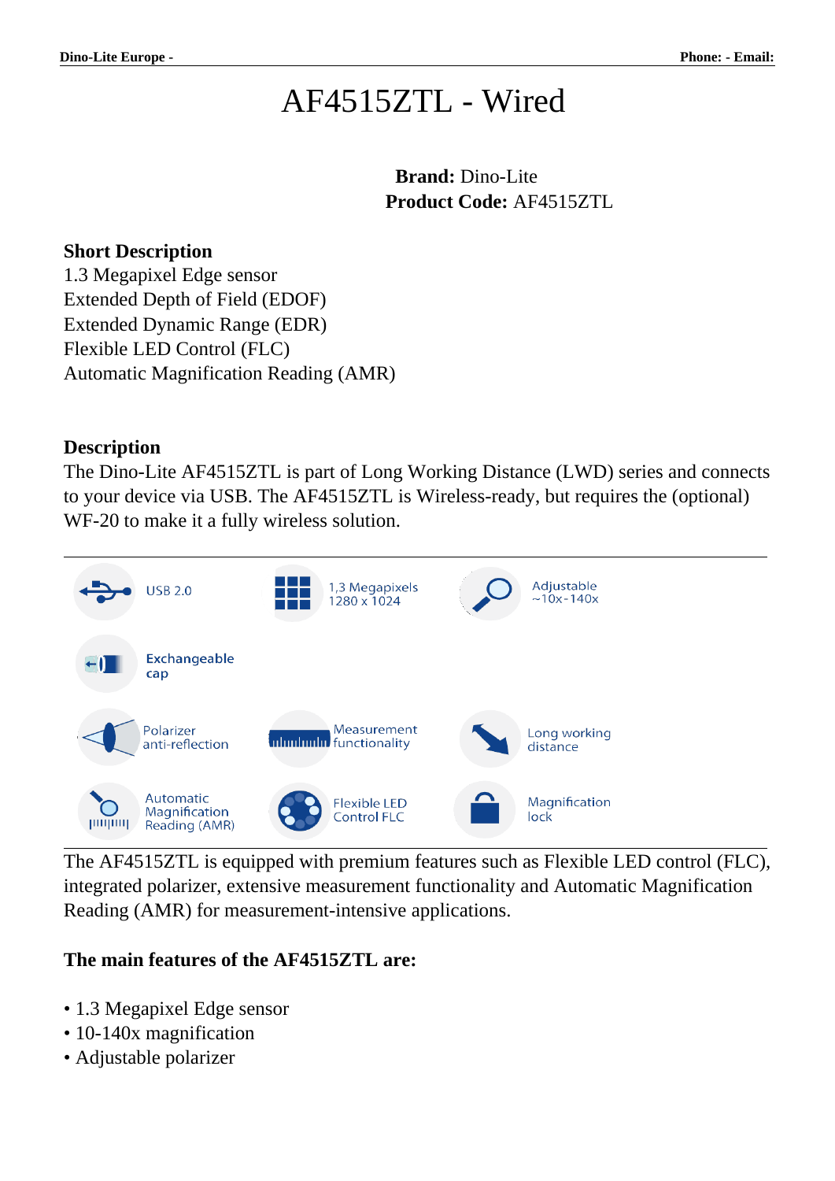# AF4515ZTL - Wired

**Brand:** Dino-Lite
**Product Code:** AF4515ZTL

**Short Description**

1.3 Megapixel Edge sensor
Extended Depth of Field (EDOF)
Extended Dynamic Range (EDR)
Flexible LED Control (FLC)
Automatic Magnification Reading (AMR)

**Description**

The Dino-Lite AF4515ZTL is part of Long Working Distance (LWD) series and connects to your device via USB. The AF4515ZTL is Wireless-ready, but requires the (optional) WF-20 to make it a fully wireless solution.

USB 2.0
1,3 Megapixels 1280 x 1024
Adjustable ~10x-140x
Exchangeable cap
Polarizer anti-reflection
Measurement functionality
Long working distance
Automatic Magnification Reading (AMR)
Flexible LED Control FLC
Magnification lock

The AF4515ZTL is equipped with premium features such as Flexible LED control (FLC), integrated polarizer, extensive measurement functionality and Automatic Magnification Reading (AMR) for measurement-intensive applications.

**The main features of the AF4515ZTL are:**

- 1.3 Megapixel Edge sensor
- 10-140x magnification
- Adjustable polarizer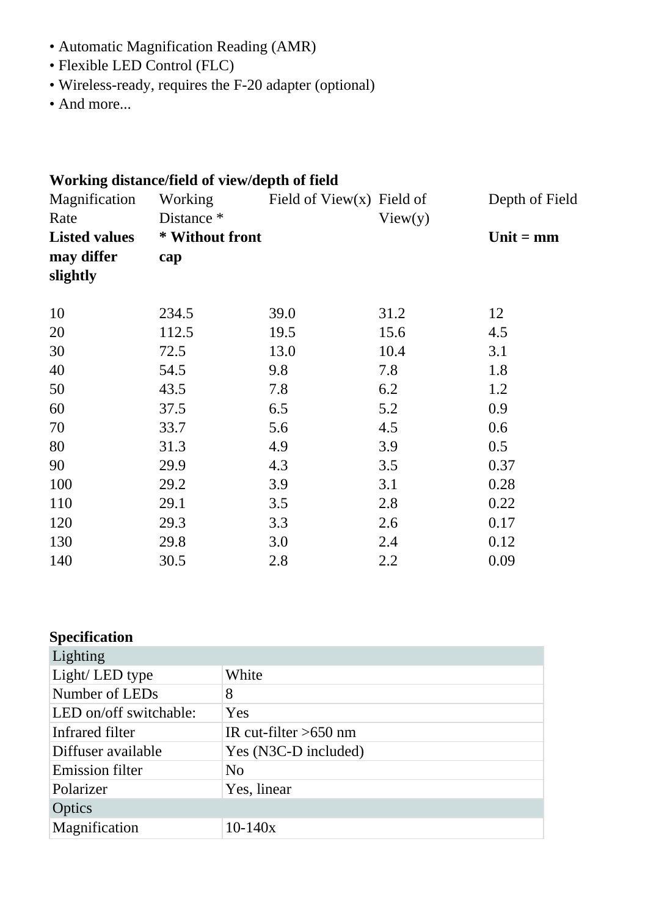- Automatic Magnification Reading (AMR)
- Flexible LED Control (FLC)
- Wireless-ready, requires the F-20 adapter (optional)
- And more...

**Working distance/field of view/depth of field**

| Magnification Rate | Working Distance * | Field of View(x) | Field of View(y) | Depth of Field |
|---|---|---|---|---|
| **Listed values may differ slightly** | *** Without front cap** | | | **Unit = mm** |
| 10 | 234.5 | 39.0 | 31.2 | 12 |
| 20 | 112.5 | 19.5 | 15.6 | 4.5 |
| 30 | 72.5 | 13.0 | 10.4 | 3.1 |
| 40 | 54.5 | 9.8 | 7.8 | 1.8 |
| 50 | 43.5 | 7.8 | 6.2 | 1.2 |
| 60 | 37.5 | 6.5 | 5.2 | 0.9 |
| 70 | 33.7 | 5.6 | 4.5 | 0.6 |
| 80 | 31.3 | 4.9 | 3.9 | 0.5 |
| 90 | 29.9 | 4.3 | 3.5 | 0.37 |
| 100 | 29.2 | 3.9 | 3.1 | 0.28 |
| 110 | 29.1 | 3.5 | 2.8 | 0.22 |
| 120 | 29.3 | 3.3 | 2.6 | 0.17 |
| 130 | 29.8 | 3.0 | 2.4 | 0.12 |
| 140 | 30.5 | 2.8 | 2.2 | 0.09 |

**Specification**

| Lighting | |
|---|---|
| Light/ LED type | White |
| Number of LEDs | 8 |
| LED on/off switchable: | Yes |
| Infrared filter | IR cut-filter >650 nm |
| Diffuser available | Yes (N3C-D included) |
| Emission filter | No |
| Polarizer | Yes, linear |
| **Optics** | |
| Magnification | 10-140x |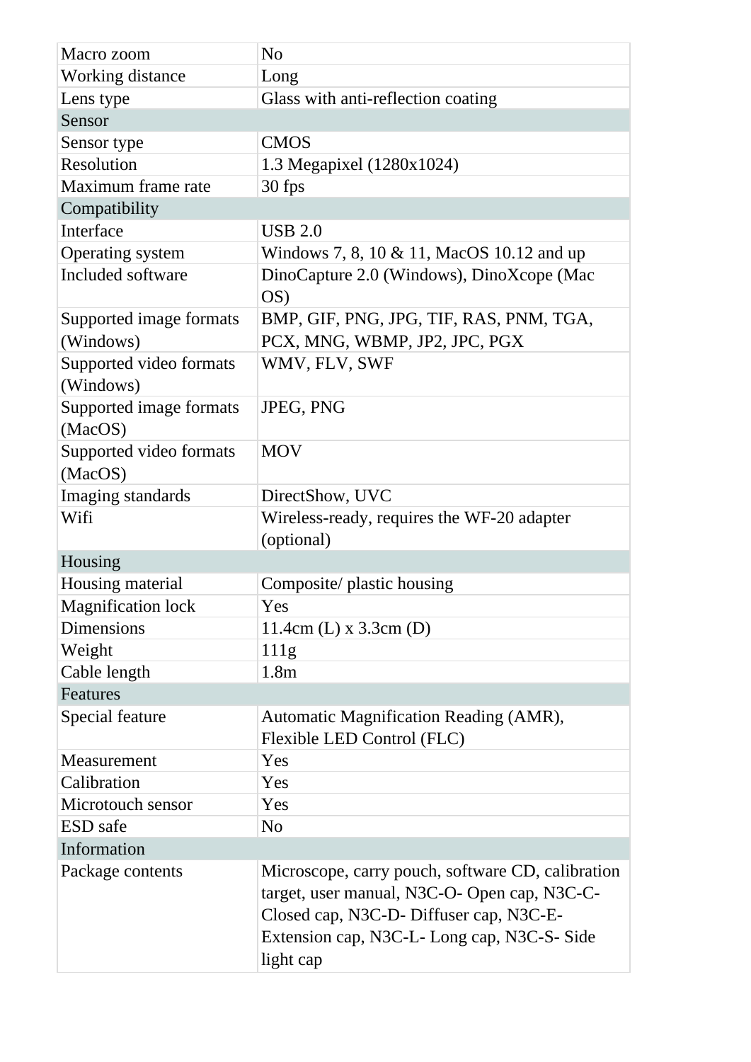| | |
|---|---|
| Macro zoom | No |
| Working distance | Long |
| Lens type | Glass with anti-reflection coating |
| **Sensor** | |
| Sensor type | CMOS |
| Resolution | 1.3 Megapixel (1280x1024) |
| Maximum frame rate | 30 fps |
| **Compatibility** | |
| Interface | USB 2.0 |
| Operating system | Windows 7, 8, 10 & 11, MacOS 10.12 and up |
| Included software | DinoCapture 2.0 (Windows), DinoXcope (Mac OS) |
| Supported image formats (Windows) | BMP, GIF, PNG, JPG, TIF, RAS, PNM, TGA, PCX, MNG, WBMP, JP2, JPC, PGX |
| Supported video formats (Windows) | WMV, FLV, SWF |
| Supported image formats (MacOS) | JPEG, PNG |
| Supported video formats (MacOS) | MOV |
| Imaging standards | DirectShow, UVC |
| Wifi | Wireless-ready, requires the WF-20 adapter (optional) |
| **Housing** | |
| Housing material | Composite/ plastic housing |
| Magnification lock | Yes |
| Dimensions | 11.4cm (L) x 3.3cm (D) |
| Weight | 111g |
| Cable length | 1.8m |
| **Features** | |
| Special feature | Automatic Magnification Reading (AMR), Flexible LED Control (FLC) |
| Measurement | Yes |
| Calibration | Yes |
| Microtouch sensor | Yes |
| ESD safe | No |
| **Information** | |
| Package contents | Microscope, carry pouch, software CD, calibration target, user manual, N3C-O- Open cap, N3C-C- Closed cap, N3C-D- Diffuser cap, N3C-E- Extension cap, N3C-L- Long cap, N3C-S- Side light cap |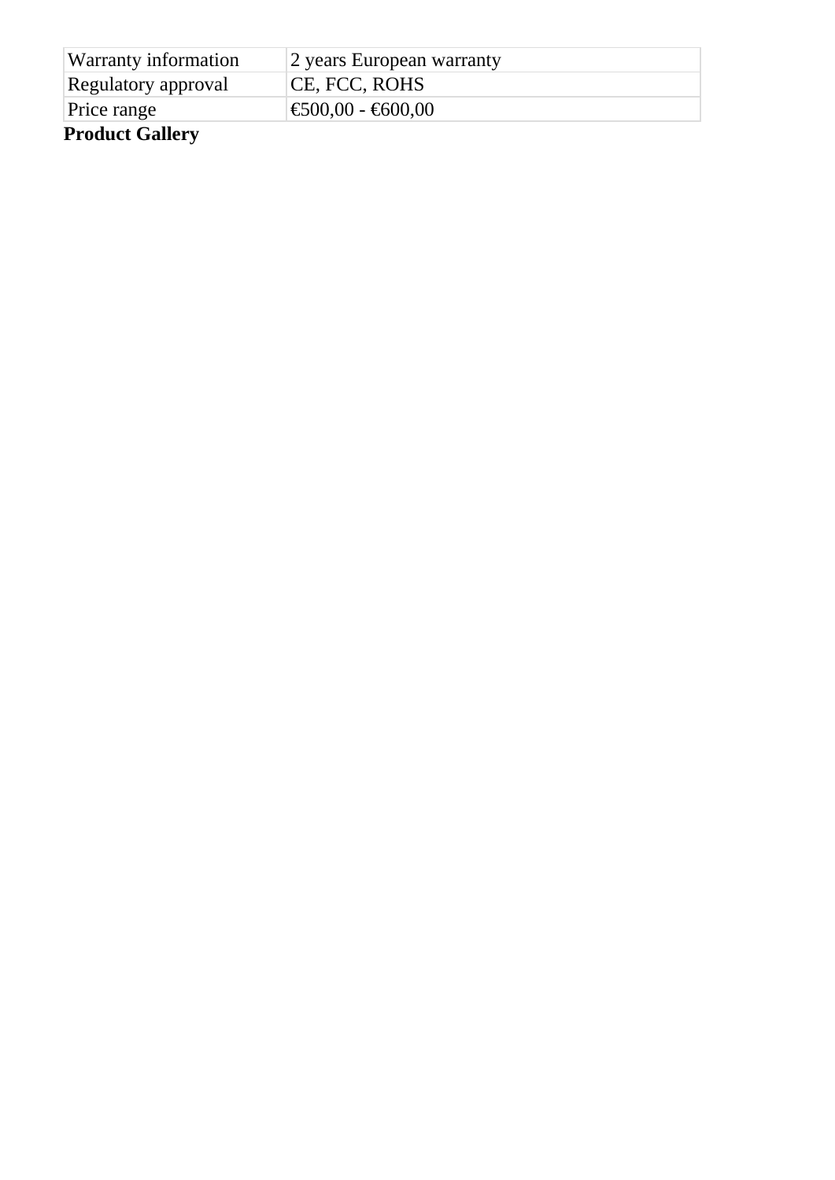| | |
|---|---|
| Warranty information | 2 years European warranty |
| Regulatory approval | CE, FCC, ROHS |
| Price range | €500,00 - €600,00 |

**Product Gallery**